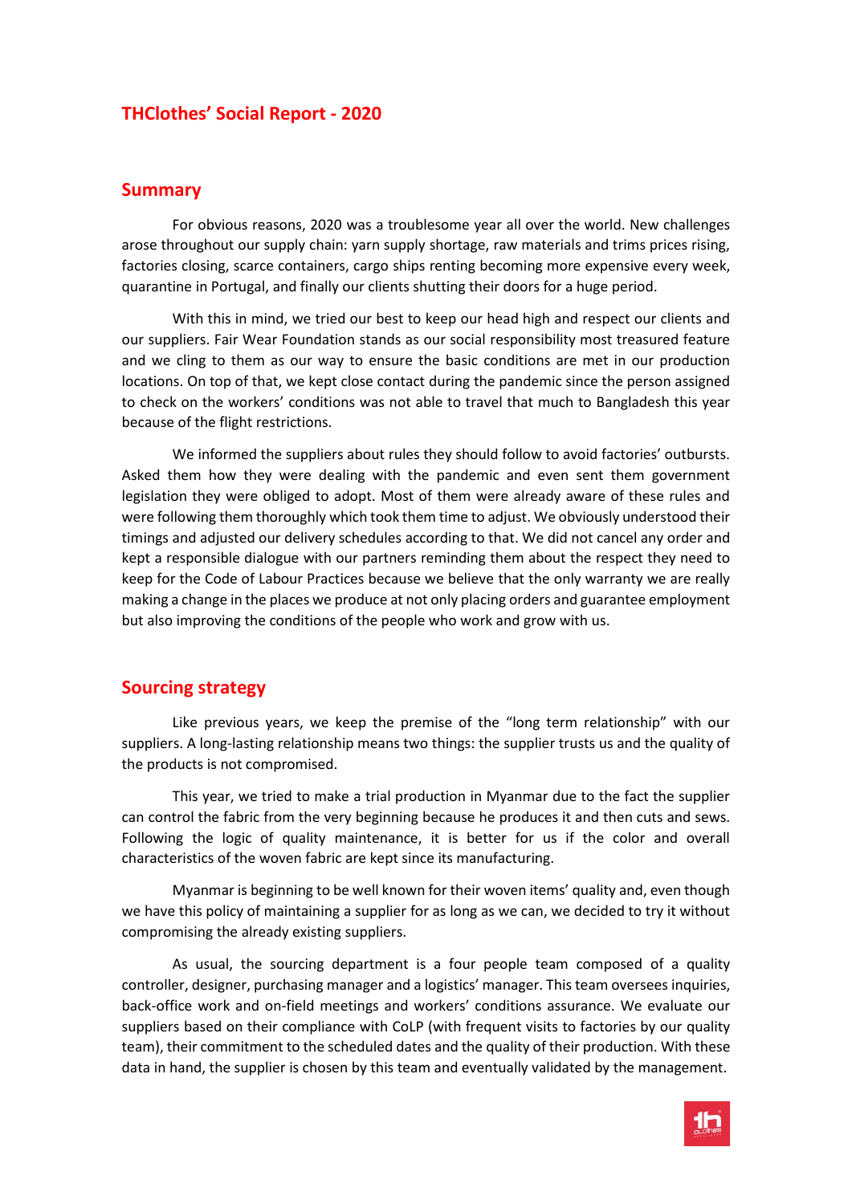# THClothes' Social Report - 2020

## Summary

For obvious reasons, 2020 was a troublesome year all over the world. New challenges arose throughout our supply chain: yarn supply shortage, raw materials and trims prices rising, factories closing, scarce containers, cargo ships renting becoming more expensive every week, quarantine in Portugal, and finally our clients shutting their doors for a huge period.

With this in mind, we tried our best to keep our head high and respect our clients and our suppliers. Fair Wear Foundation stands as our social responsibility most treasured feature and we cling to them as our way to ensure the basic conditions are met in our production locations. On top of that, we kept close contact during the pandemic since the person assigned to check on the workers' conditions was not able to travel that much to Bangladesh this year because of the flight restrictions.

We informed the suppliers about rules they should follow to avoid factories' outbursts. Asked them how they were dealing with the pandemic and even sent them government legislation they were obliged to adopt. Most of them were already aware of these rules and were following them thoroughly which took them time to adjust. We obviously understood their timings and adjusted our delivery schedules according to that. We did not cancel any order and kept a responsible dialogue with our partners reminding them about the respect they need to keep for the Code of Labour Practices because we believe that the only warranty we are really making a change in the places we produce at not only placing orders and guarantee employment but also improving the conditions of the people who work and grow with us.

## Sourcing strategy

Like previous years, we keep the premise of the "long term relationship" with our suppliers. A long-lasting relationship means two things: the supplier trusts us and the quality of the products is not compromised.

This year, we tried to make a trial production in Myanmar due to the fact the supplier can control the fabric from the very beginning because he produces it and then cuts and sews. Following the logic of quality maintenance, it is better for us if the color and overall characteristics of the woven fabric are kept since its manufacturing.

Myanmar is beginning to be well known for their woven items' quality and, even though we have this policy of maintaining a supplier for as long as we can, we decided to try it without compromising the already existing suppliers.

As usual, the sourcing department is a four people team composed of a quality controller, designer, purchasing manager and a logistics' manager. This team oversees inquiries, back-office work and on-field meetings and workers' conditions assurance. We evaluate our suppliers based on their compliance with CoLP (with frequent visits to factories by our quality team), their commitment to the scheduled dates and the quality of their production. With these data in hand, the supplier is chosen by this team and eventually validated by the management.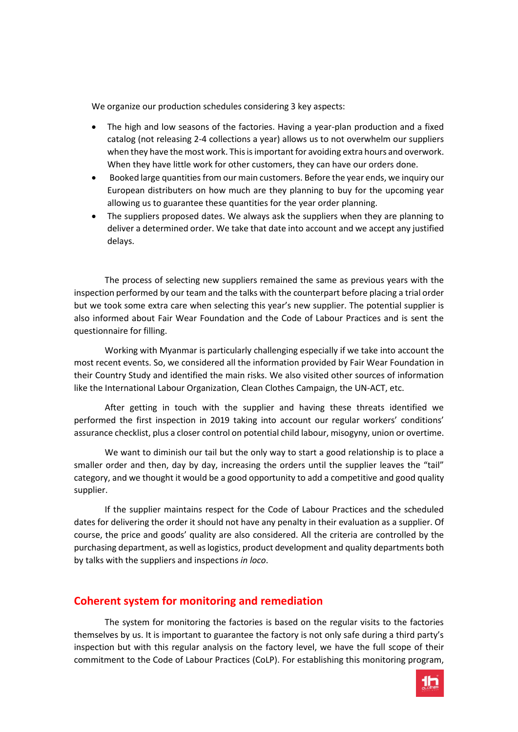We organize our production schedules considering 3 key aspects:

- The high and low seasons of the factories. Having a year-plan production and a fixed catalog (not releasing 2-4 collections a year) allows us to not overwhelm our suppliers when they have the most work. This is important for avoiding extra hours and overwork. When they have little work for other customers, they can have our orders done.
- Booked large quantities from our main customers. Before the year ends, we inquiry our European distributers on how much are they planning to buy for the upcoming year allowing us to guarantee these quantities for the year order planning.
- The suppliers proposed dates. We always ask the suppliers when they are planning to deliver a determined order. We take that date into account and we accept any justified delays.

The process of selecting new suppliers remained the same as previous years with the inspection performed by our team and the talks with the counterpart before placing a trial order but we took some extra care when selecting this year's new supplier. The potential supplier is also informed about Fair Wear Foundation and the Code of Labour Practices and is sent the questionnaire for filling.

Working with Myanmar is particularly challenging especially if we take into account the most recent events. So, we considered all the information provided by Fair Wear Foundation in their Country Study and identified the main risks. We also visited other sources of information like the International Labour Organization, Clean Clothes Campaign, the UN-ACT, etc.

After getting in touch with the supplier and having these threats identified we performed the first inspection in 2019 taking into account our regular workers' conditions' assurance checklist, plus a closer control on potential child labour, misogyny, union or overtime.

We want to diminish our tail but the only way to start a good relationship is to place a smaller order and then, day by day, increasing the orders until the supplier leaves the "tail" category, and we thought it would be a good opportunity to add a competitive and good quality supplier.

If the supplier maintains respect for the Code of Labour Practices and the scheduled dates for delivering the order it should not have any penalty in their evaluation as a supplier. Of course, the price and goods' quality are also considered. All the criteria are controlled by the purchasing department, as well as logistics, product development and quality departments both by talks with the suppliers and inspections *in loco*.

## Coherent system for monitoring and remediation

The system for monitoring the factories is based on the regular visits to the factories themselves by us. It is important to guarantee the factory is not only safe during a third party's inspection but with this regular analysis on the factory level, we have the full scope of their commitment to the Code of Labour Practices (CoLP). For establishing this monitoring program,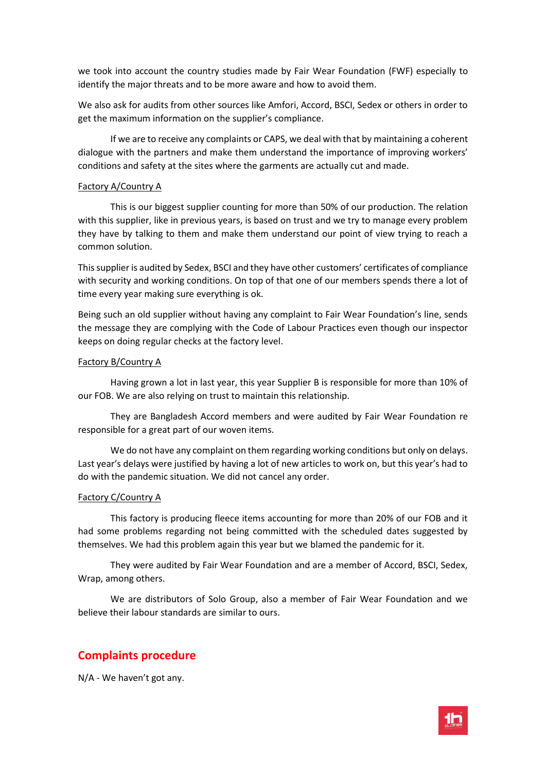we took into account the country studies made by Fair Wear Foundation (FWF) especially to identify the major threats and to be more aware and how to avoid them.

We also ask for audits from other sources like Amfori, Accord, BSCI, Sedex or others in order to get the maximum information on the supplier's compliance.

If we are to receive any complaints or CAPS, we deal with that by maintaining a coherent dialogue with the partners and make them understand the importance of improving workers' conditions and safety at the sites where the garments are actually cut and made.

Factory A/Country A

This is our biggest supplier counting for more than 50% of our production. The relation with this supplier, like in previous years, is based on trust and we try to manage every problem they have by talking to them and make them understand our point of view trying to reach a common solution.

This supplier is audited by Sedex, BSCI and they have other customers' certificates of compliance with security and working conditions. On top of that one of our members spends there a lot of time every year making sure everything is ok.

Being such an old supplier without having any complaint to Fair Wear Foundation's line, sends the message they are complying with the Code of Labour Practices even though our inspector keeps on doing regular checks at the factory level.

Factory B/Country A

Having grown a lot in last year, this year Supplier B is responsible for more than 10% of our FOB. We are also relying on trust to maintain this relationship.

They are Bangladesh Accord members and were audited by Fair Wear Foundation re responsible for a great part of our woven items.

We do not have any complaint on them regarding working conditions but only on delays. Last year's delays were justified by having a lot of new articles to work on, but this year's had to do with the pandemic situation. We did not cancel any order.

Factory C/Country A

This factory is producing fleece items accounting for more than 20% of our FOB and it had some problems regarding not being committed with the scheduled dates suggested by themselves. We had this problem again this year but we blamed the pandemic for it.

They were audited by Fair Wear Foundation and are a member of Accord, BSCI, Sedex, Wrap, among others.

We are distributors of Solo Group, also a member of Fair Wear Foundation and we believe their labour standards are similar to ours.

## Complaints procedure

N/A - We haven't got any.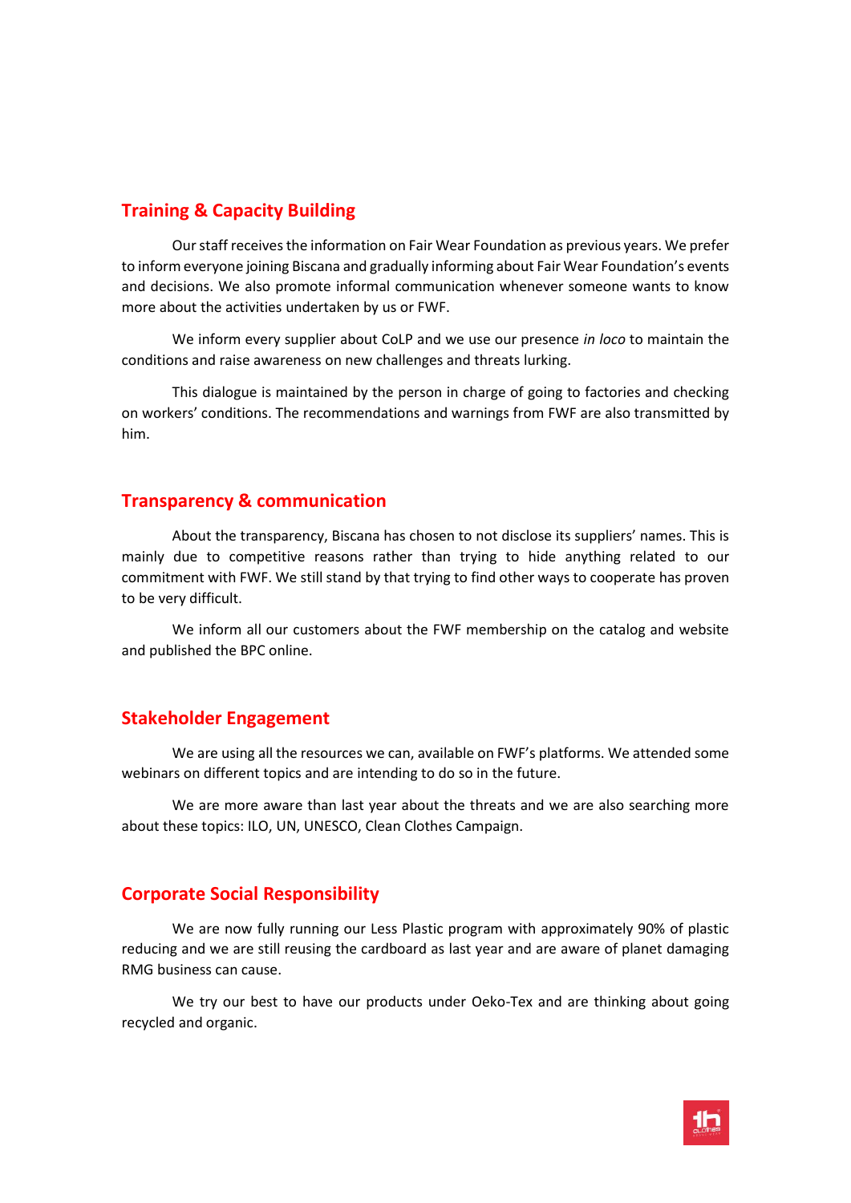## Training & Capacity Building

Our staff receives the information on Fair Wear Foundation as previous years. We prefer to inform everyone joining Biscana and gradually informing about Fair Wear Foundation's events and decisions. We also promote informal communication whenever someone wants to know more about the activities undertaken by us or FWF.

We inform every supplier about CoLP and we use our presence *in loco* to maintain the conditions and raise awareness on new challenges and threats lurking.

This dialogue is maintained by the person in charge of going to factories and checking on workers' conditions. The recommendations and warnings from FWF are also transmitted by him.

## Transparency & communication

About the transparency, Biscana has chosen to not disclose its suppliers' names. This is mainly due to competitive reasons rather than trying to hide anything related to our commitment with FWF. We still stand by that trying to find other ways to cooperate has proven to be very difficult.

We inform all our customers about the FWF membership on the catalog and website and published the BPC online.

## Stakeholder Engagement

We are using all the resources we can, available on FWF's platforms. We attended some webinars on different topics and are intending to do so in the future.

We are more aware than last year about the threats and we are also searching more about these topics: ILO, UN, UNESCO, Clean Clothes Campaign.

## Corporate Social Responsibility

We are now fully running our Less Plastic program with approximately 90% of plastic reducing and we are still reusing the cardboard as last year and are aware of planet damaging RMG business can cause.

We try our best to have our products under Oeko-Tex and are thinking about going recycled and organic.